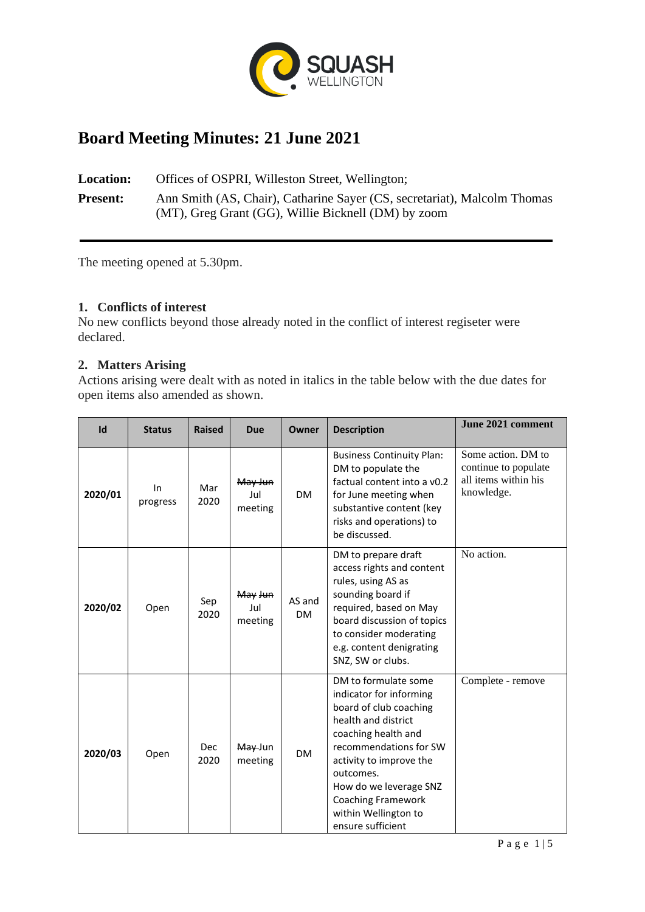SQUASH WELLINGTON

# Board Meeting Minutes: 21 June 2021

**Location:** Offices of OSPRI, Willeston Street, Wellington;

**Present:** Ann Smith (AS, Chair), Catharine Sayer (CS, secretariat), Malcolm Thomas (MT), Greg Grant (GG), Willie Bicknell (DM) by zoom

---

The meeting opened at 5.30pm.

### 1. Conflicts of interest

No new conflicts beyond those already noted in the conflict of interest regiseter were declared.

### 2. Matters Arising

Actions arising were dealt with as noted in italics in the table below with the due dates for open items also amended as shown.

| Id | Status | Raised | Due | Owner | Description | June 2021 comment |
|---|---|---|---|---|---|---|
| **2020/01** | In progress | Mar 2020 | ~~May Jun~~ Jul meeting | DM | Business Continuity Plan: DM to populate the factual content into a v0.2 for June meeting when substantive content (key risks and operations) to be discussed. | Some action. DM to continue to populate all items within his knowledge. |
| **2020/02** | Open | Sep 2020 | ~~May Jun~~ Jul meeting | AS and DM | DM to prepare draft access rights and content rules, using AS as sounding board if required, based on May board discussion of topics to consider moderating e.g. content denigrating SNZ, SW or clubs. | No action. |
| **2020/03** | Open | Dec 2020 | ~~May~~ Jun meeting | DM | DM to formulate some indicator for informing board of club coaching health and district coaching health and recommendations for SW activity to improve the outcomes. How do we leverage SNZ Coaching Framework within Wellington to ensure sufficient | Complete - remove |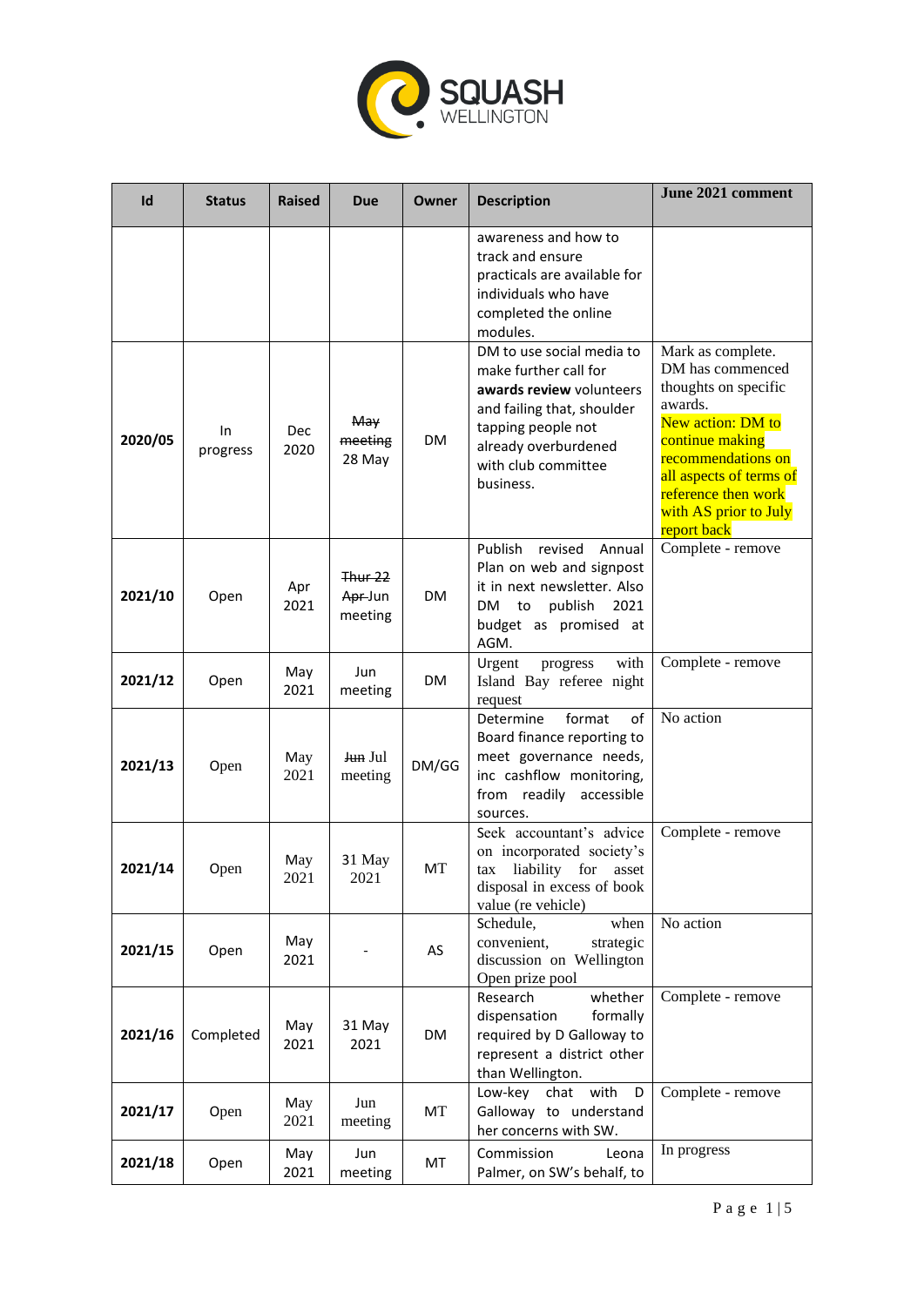| Id | Status | Raised | Due | Owner | Description | June 2021 comment |
|---|---|---|---|---|---|---|
| | | | | | awareness and how to track and ensure practicals are available for individuals who have completed the online modules. | |
| **2020/05** | In progress | Dec 2020 | ~~May meeting~~ 28 May | DM | DM to use social media to make further call for **awards review** volunteers and failing that, shoulder tapping people not already overburdened with club committee business. | Mark as complete. DM has commenced thoughts on specific awards. New action: DM to continue making recommendations on all aspects of terms of reference then work with AS prior to July report back |
| **2021/10** | Open | Apr 2021 | ~~Thur 22 Apr~~ Jun meeting | DM | Publish revised Annual Plan on web and signpost it in next newsletter. Also DM to publish 2021 budget as promised at AGM. | Complete - remove |
| **2021/12** | Open | May 2021 | Jun meeting | DM | Urgent progress with Island Bay referee night request | Complete - remove |
| **2021/13** | Open | May 2021 | ~~Jun~~ Jul meeting | DM/GG | Determine format of Board finance reporting to meet governance needs, inc cashflow monitoring, from readily accessible sources. | No action |
| **2021/14** | Open | May 2021 | 31 May 2021 | MT | Seek accountant's advice on incorporated society's tax liability for asset disposal in excess of book value (re vehicle) | Complete - remove |
| **2021/15** | Open | May 2021 | - | AS | Schedule, when convenient, strategic discussion on Wellington Open prize pool | No action |
| **2021/16** | Completed | May 2021 | 31 May 2021 | DM | Research whether dispensation formally required by D Galloway to represent a district other than Wellington. | Complete - remove |
| **2021/17** | Open | May 2021 | Jun meeting | MT | Low-key chat with D Galloway to understand her concerns with SW. | Complete - remove |
| **2021/18** | Open | May 2021 | Jun meeting | MT | Commission Leona Palmer, on SW's behalf, to | In progress |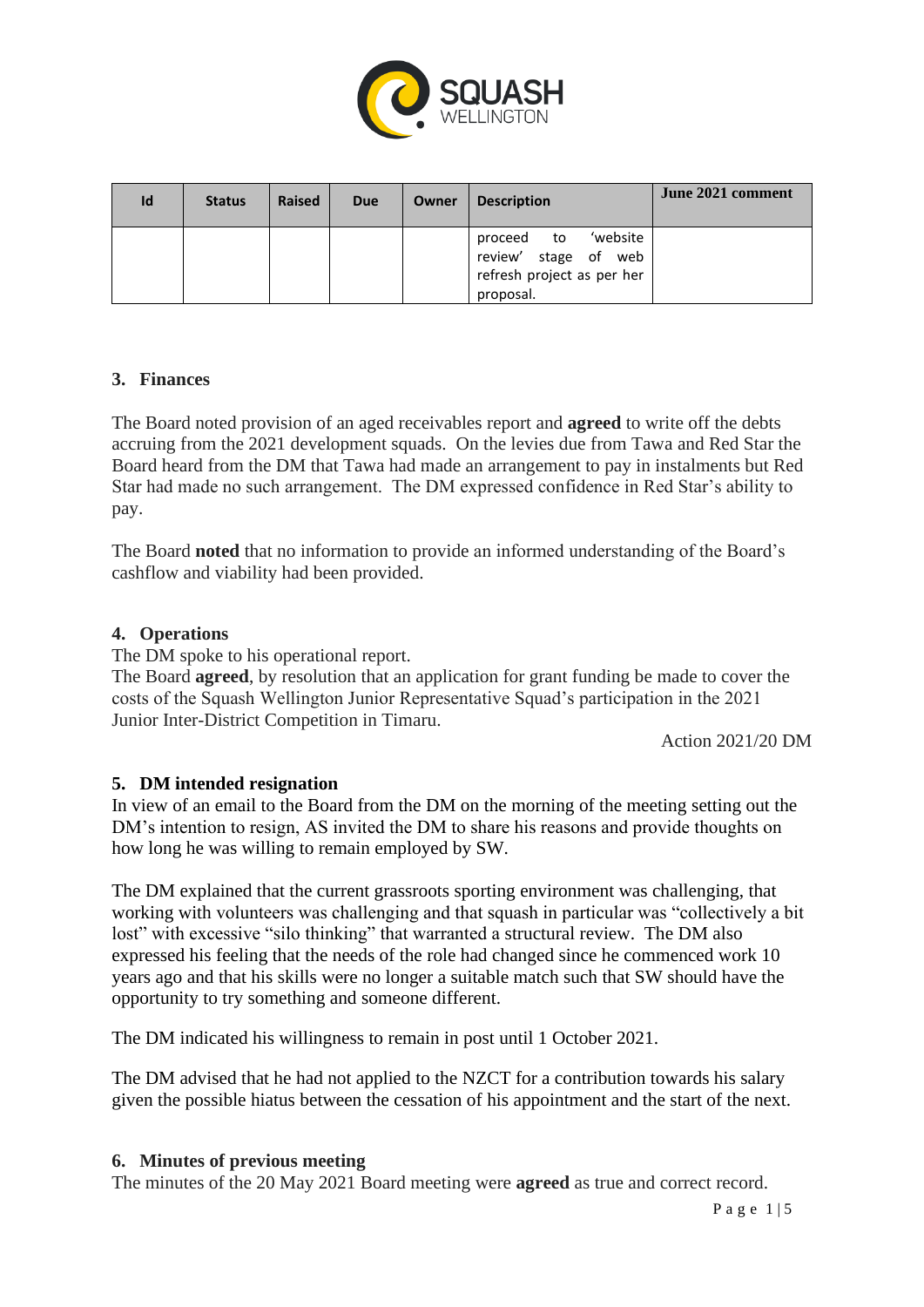| Id | Status | Raised | Due | Owner | Description | June 2021 comment |
|---|---|---|---|---|---|---|
| | | | | | proceed to 'website review' stage of web refresh project as per her proposal. | |

### 3. Finances

The Board noted provision of an aged receivables report and **agreed** to write off the debts accruing from the 2021 development squads. On the levies due from Tawa and Red Star the Board heard from the DM that Tawa had made an arrangement to pay in instalments but Red Star had made no such arrangement. The DM expressed confidence in Red Star's ability to pay.

The Board **noted** that no information to provide an informed understanding of the Board's cashflow and viability had been provided.

### 4. Operations

The DM spoke to his operational report.
The Board **agreed**, by resolution that an application for grant funding be made to cover the costs of the Squash Wellington Junior Representative Squad's participation in the 2021 Junior Inter-District Competition in Timaru.

Action 2021/20 DM

### 5. DM intended resignation

In view of an email to the Board from the DM on the morning of the meeting setting out the DM's intention to resign, AS invited the DM to share his reasons and provide thoughts on how long he was willing to remain employed by SW.

The DM explained that the current grassroots sporting environment was challenging, that working with volunteers was challenging and that squash in particular was "collectively a bit lost" with excessive "silo thinking" that warranted a structural review. The DM also expressed his feeling that the needs of the role had changed since he commenced work 10 years ago and that his skills were no longer a suitable match such that SW should have the opportunity to try something and someone different.

The DM indicated his willingness to remain in post until 1 October 2021.

The DM advised that he had not applied to the NZCT for a contribution towards his salary given the possible hiatus between the cessation of his appointment and the start of the next.

### 6. Minutes of previous meeting

The minutes of the 20 May 2021 Board meeting were **agreed** as true and correct record.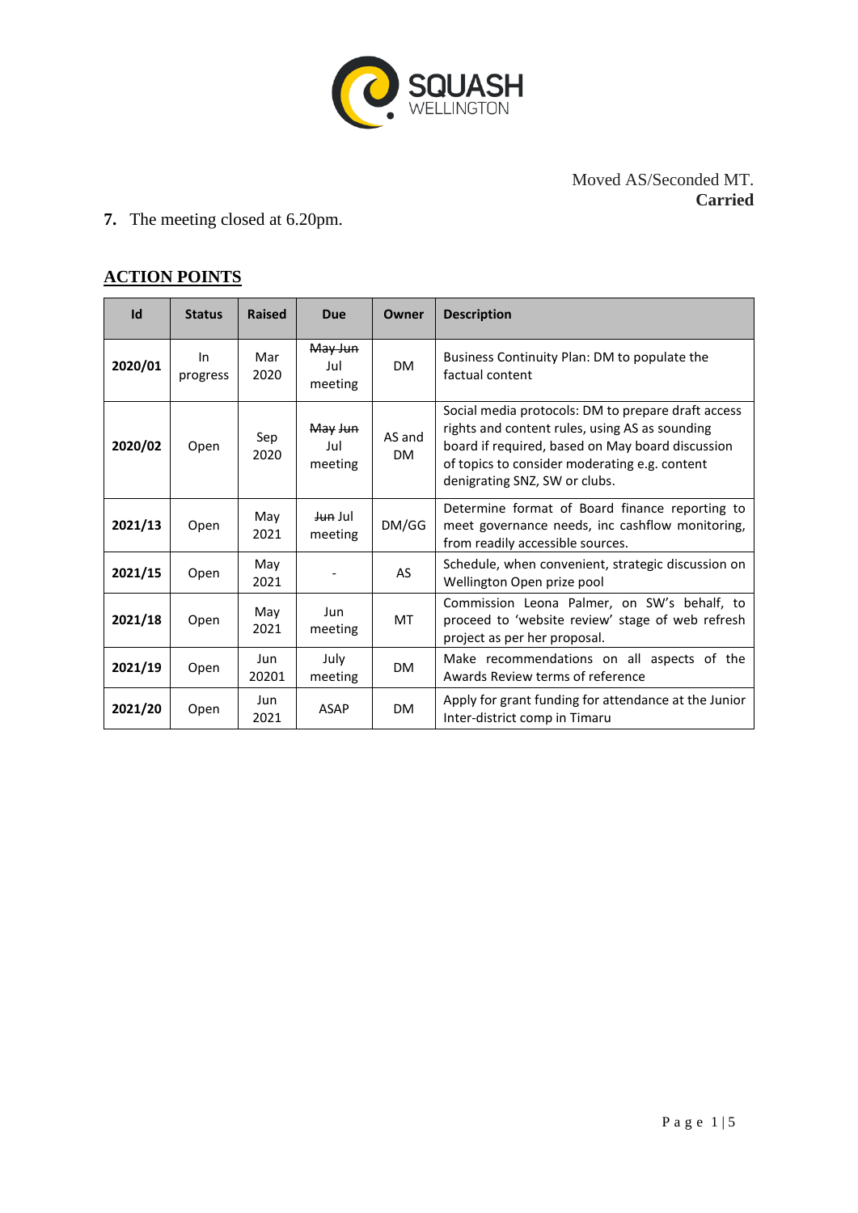Moved AS/Seconded MT.
**Carried**

**7.** The meeting closed at 6.20pm.

## ACTION POINTS

| Id | Status | Raised | Due | Owner | Description |
|---|---|---|---|---|---|
| **2020/01** | In progress | Mar 2020 | ~~May Jun~~ Jul meeting | DM | Business Continuity Plan: DM to populate the factual content |
| **2020/02** | Open | Sep 2020 | ~~May Jun~~ Jul meeting | AS and DM | Social media protocols: DM to prepare draft access rights and content rules, using AS as sounding board if required, based on May board discussion of topics to consider moderating e.g. content denigrating SNZ, SW or clubs. |
| **2021/13** | Open | May 2021 | ~~Jun~~ Jul meeting | DM/GG | Determine format of Board finance reporting to meet governance needs, inc cashflow monitoring, from readily accessible sources. |
| **2021/15** | Open | May 2021 | - | AS | Schedule, when convenient, strategic discussion on Wellington Open prize pool |
| **2021/18** | Open | May 2021 | Jun meeting | MT | Commission Leona Palmer, on SW's behalf, to proceed to 'website review' stage of web refresh project as per her proposal. |
| **2021/19** | Open | Jun 20201 | July meeting | DM | Make recommendations on all aspects of the Awards Review terms of reference |
| **2021/20** | Open | Jun 2021 | ASAP | DM | Apply for grant funding for attendance at the Junior Inter-district comp in Timaru |